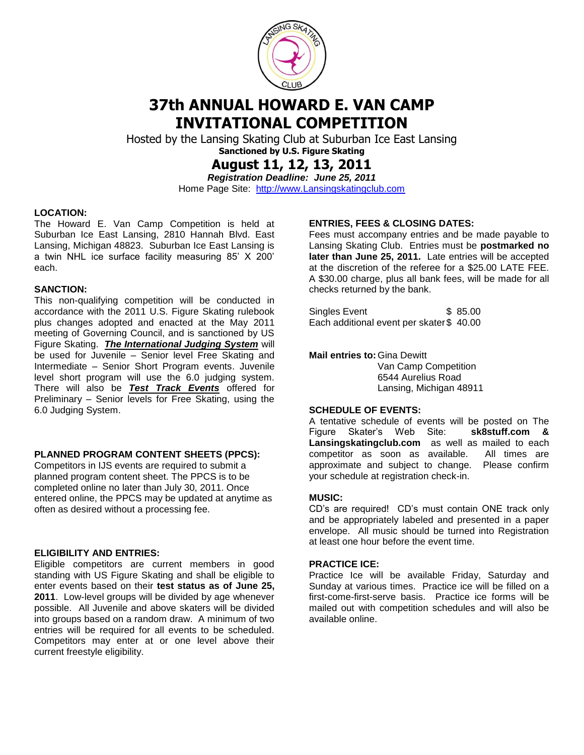# 37th ANNUAL HOWARD E. VAN CAMP INVITATIONAL COMPETITION

Hosted by the Lansing Skating Club at Suburban Ice East Lansing

**Sanctioned by U.S. Figure Skating**

## August 11, 12, 13, 2011

***Registration Deadline: June 25, 2011***

Home Page Site: http://www.Lansingskatingclub.com

### LOCATION:

The Howard E. Van Camp Competition is held at Suburban Ice East Lansing, 2810 Hannah Blvd. East Lansing, Michigan 48823. Suburban Ice East Lansing is a twin NHL ice surface facility measuring 85' X 200' each.

### SANCTION:

This non-qualifying competition will be conducted in accordance with the 2011 U.S. Figure Skating rulebook plus changes adopted and enacted at the May 2011 meeting of Governing Council, and is sanctioned by US Figure Skating. ***The International Judging System*** will be used for Juvenile – Senior level Free Skating and Intermediate – Senior Short Program events. Juvenile level short program will use the 6.0 judging system. There will also be ***Test Track Events*** offered for Preliminary – Senior levels for Free Skating, using the 6.0 Judging System.

### PLANNED PROGRAM CONTENT SHEETS (PPCS):

Competitors in IJS events are required to submit a planned program content sheet. The PPCS is to be completed online no later than July 30, 2011. Once entered online, the PPCS may be updated at anytime as often as desired without a processing fee.

### ELIGIBILITY AND ENTRIES:

Eligible competitors are current members in good standing with US Figure Skating and shall be eligible to enter events based on their **test status as of June 25, 2011**. Low-level groups will be divided by age whenever possible. All Juvenile and above skaters will be divided into groups based on a random draw. A minimum of two entries will be required for all events to be scheduled. Competitors may enter at or one level above their current freestyle eligibility.

### ENTRIES, FEES & CLOSING DATES:

Fees must accompany entries and be made payable to Lansing Skating Club. Entries must be **postmarked no later than June 25, 2011.** Late entries will be accepted at the discretion of the referee for a $25.00 LATE FEE. A $30.00 charge, plus all bank fees, will be made for all checks returned by the bank.

| | |
|---|---|
| Singles Event | $ 85.00 |
| Each additional event per skater | $ 40.00 |

**Mail entries to:** Gina Dewitt
Van Camp Competition
6544 Aurelius Road
Lansing, Michigan 48911

### SCHEDULE OF EVENTS:

A tentative schedule of events will be posted on The Figure Skater's Web Site: **sk8stuff.com & Lansingskatingclub.com** as well as mailed to each competitor as soon as available. All times are approximate and subject to change. Please confirm your schedule at registration check-in.

### MUSIC:

CD's are required! CD's must contain ONE track only and be appropriately labeled and presented in a paper envelope. All music should be turned into Registration at least one hour before the event time.

### PRACTICE ICE:

Practice Ice will be available Friday, Saturday and Sunday at various times. Practice ice will be filled on a first-come-first-serve basis. Practice ice forms will be mailed out with competition schedules and will also be available online.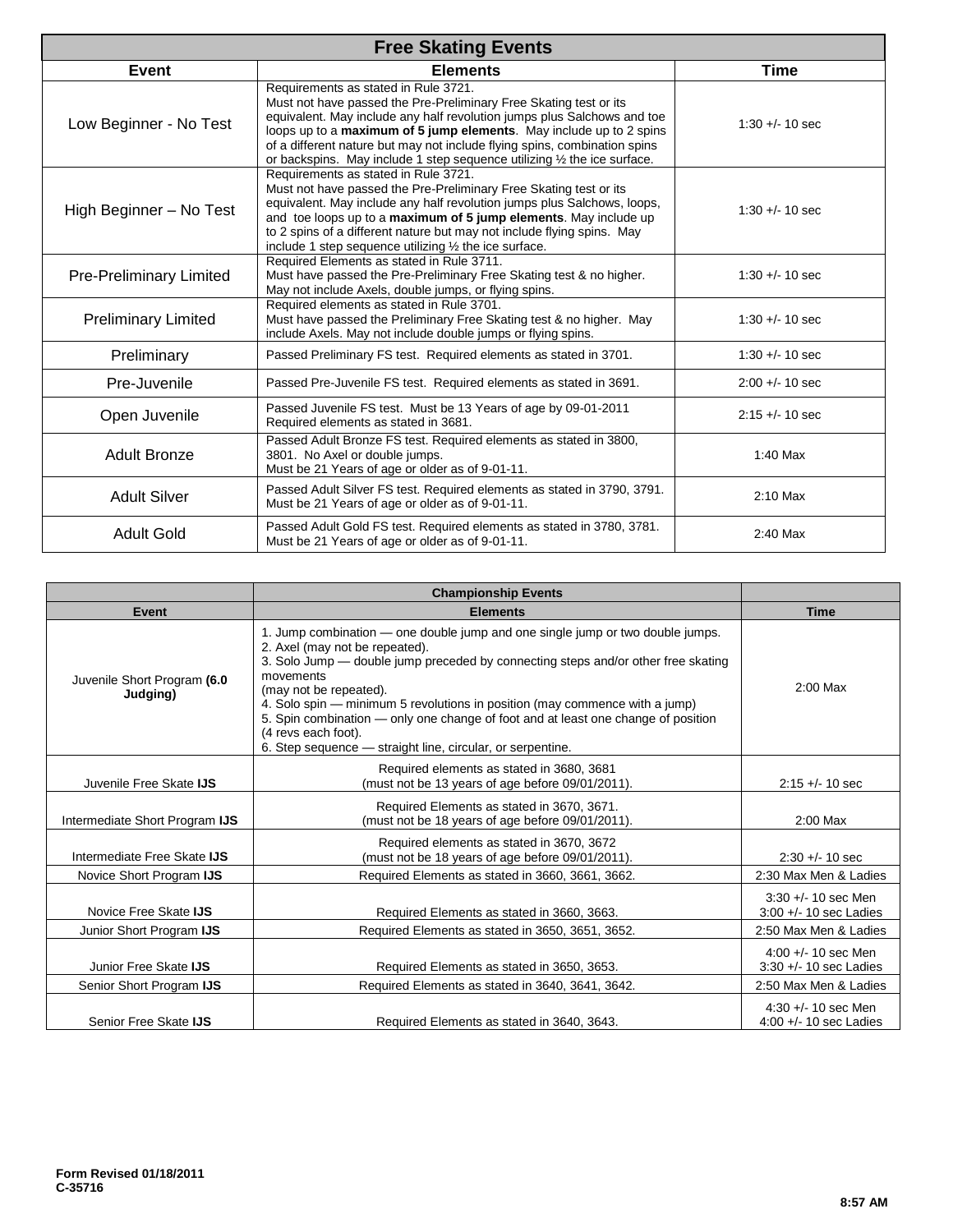| Free Skating Events | | |
|---|---|---|
| **Event** | **Elements** | **Time** |
| Low Beginner - No Test | Requirements as stated in Rule 3721. Must not have passed the Pre-Preliminary Free Skating test or its equivalent. May include any half revolution jumps plus Salchows and toe loops up to a **maximum of 5 jump elements**. May include up to 2 spins of a different nature but may not include flying spins, combination spins or backspins. May include 1 step sequence utilizing ½ the ice surface. | 1:30 +/- 10 sec |
| High Beginner – No Test | Requirements as stated in Rule 3721. Must not have passed the Pre-Preliminary Free Skating test or its equivalent. May include any half revolution jumps plus Salchows, loops, and toe loops up to a **maximum of 5 jump elements**. May include up to 2 spins of a different nature but may not include flying spins. May include 1 step sequence utilizing ½ the ice surface. | 1:30 +/- 10 sec |
| Pre-Preliminary Limited | Required Elements as stated in Rule 3711. Must have passed the Pre-Preliminary Free Skating test & no higher. May not include Axels, double jumps, or flying spins. | 1:30 +/- 10 sec |
| Preliminary Limited | Required elements as stated in Rule 3701. Must have passed the Preliminary Free Skating test & no higher. May include Axels. May not include double jumps or flying spins. | 1:30 +/- 10 sec |
| Preliminary | Passed Preliminary FS test. Required elements as stated in 3701. | 1:30 +/- 10 sec |
| Pre-Juvenile | Passed Pre-Juvenile FS test. Required elements as stated in 3691. | 2:00 +/- 10 sec |
| Open Juvenile | Passed Juvenile FS test. Must be 13 Years of age by 09-01-2011 Required elements as stated in 3681. | 2:15 +/- 10 sec |
| Adult Bronze | Passed Adult Bronze FS test. Required elements as stated in 3800, 3801. No Axel or double jumps. Must be 21 Years of age or older as of 9-01-11. | 1:40 Max |
| Adult Silver | Passed Adult Silver FS test. Required elements as stated in 3790, 3791. Must be 21 Years of age or older as of 9-01-11. | 2:10 Max |
| Adult Gold | Passed Adult Gold FS test. Required elements as stated in 3780, 3781. Must be 21 Years of age or older as of 9-01-11. | 2:40 Max |

| | **Championship Events** | |
|---|---|---|
| **Event** | **Elements** | **Time** |
| Juvenile Short Program **(6.0 Judging)** | 1. Jump combination — one double jump and one single jump or two double jumps.<br>2. Axel (may not be repeated).<br>3. Solo Jump — double jump preceded by connecting steps and/or other free skating movements (may not be repeated).<br>4. Solo spin — minimum 5 revolutions in position (may commence with a jump)<br>5. Spin combination — only one change of foot and at least one change of position (4 revs each foot).<br>6. Step sequence — straight line, circular, or serpentine. | 2:00 Max |
| Juvenile Free Skate **IJS** | Required elements as stated in 3680, 3681 (must not be 13 years of age before 09/01/2011). | 2:15 +/- 10 sec |
| Intermediate Short Program **IJS** | Required Elements as stated in 3670, 3671. (must not be 18 years of age before 09/01/2011). | 2:00 Max |
| Intermediate Free Skate **IJS** | Required elements as stated in 3670, 3672 (must not be 18 years of age before 09/01/2011). | 2:30 +/- 10 sec |
| Novice Short Program **IJS** | Required Elements as stated in 3660, 3661, 3662. | 2:30 Max Men & Ladies |
| Novice Free Skate **IJS** | Required Elements as stated in 3660, 3663. | 3:30 +/- 10 sec Men<br>3:00 +/- 10 sec Ladies |
| Junior Short Program **IJS** | Required Elements as stated in 3650, 3651, 3652. | 2:50 Max Men & Ladies |
| Junior Free Skate **IJS** | Required Elements as stated in 3650, 3653. | 4:00 +/- 10 sec Men<br>3:30 +/- 10 sec Ladies |
| Senior Short Program **IJS** | Required Elements as stated in 3640, 3641, 3642. | 2:50 Max Men & Ladies |
| Senior Free Skate **IJS** | Required Elements as stated in 3640, 3643. | 4:30 +/- 10 sec Men<br>4:00 +/- 10 sec Ladies |

**Form Revised 01/18/2011**
**C-35716**

**8:57 AM**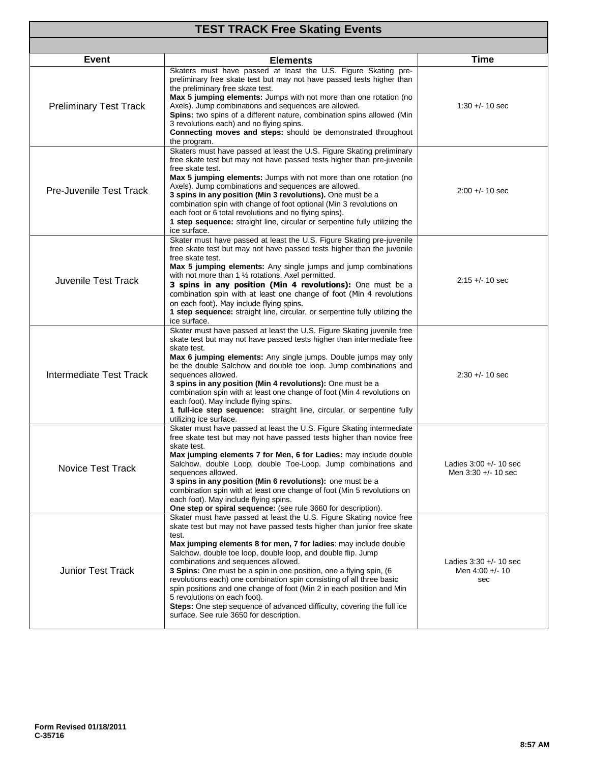# TEST TRACK Free Skating Events

| Event | Elements | Time |
|---|---|---|
| Preliminary Test Track | Skaters must have passed at least the U.S. Figure Skating pre-preliminary free skate test but may not have passed tests higher than the preliminary free skate test.<br>**Max 5 jumping elements:** Jumps with not more than one rotation (no Axels). Jump combinations and sequences are allowed.<br>**Spins:** two spins of a different nature, combination spins allowed (Min 3 revolutions each) and no flying spins.<br>**Connecting moves and steps:** should be demonstrated throughout the program. | 1:30 +/- 10 sec |
| Pre-Juvenile Test Track | Skaters must have passed at least the U.S. Figure Skating preliminary free skate test but may not have passed tests higher than pre-juvenile free skate test.<br>**Max 5 jumping elements:** Jumps with not more than one rotation (no Axels). Jump combinations and sequences are allowed.<br>**3 spins in any position (Min 3 revolutions).** One must be a combination spin with change of foot optional (Min 3 revolutions on each foot or 6 total revolutions and no flying spins).<br>**1 step sequence:** straight line, circular or serpentine fully utilizing the ice surface. | 2:00 +/- 10 sec |
| Juvenile Test Track | Skater must have passed at least the U.S. Figure Skating pre-juvenile free skate test but may not have passed tests higher than the juvenile free skate test.<br>**Max 5 jumping elements:** Any single jumps and jump combinations with not more than 1 ½ rotations. Axel permitted.<br>**3 spins in any position (Min 4 revolutions):** One must be a combination spin with at least one change of foot (Min 4 revolutions on each foot). May include flying spins.<br>**1 step sequence:** straight line, circular, or serpentine fully utilizing the ice surface. | 2:15 +/- 10 sec |
| Intermediate Test Track | Skater must have passed at least the U.S. Figure Skating juvenile free skate test but may not have passed tests higher than intermediate free skate test.<br>**Max 6 jumping elements:** Any single jumps. Double jumps may only be the double Salchow and double toe loop. Jump combinations and sequences allowed.<br>**3 spins in any position (Min 4 revolutions):** One must be a combination spin with at least one change of foot (Min 4 revolutions on each foot). May include flying spins.<br>**1 full-ice step sequence:** straight line, circular, or serpentine fully utilizing ice surface. | 2:30 +/- 10 sec |
| Novice Test Track | Skater must have passed at least the U.S. Figure Skating intermediate free skate test but may not have passed tests higher than novice free skate test.<br>**Max jumping elements 7 for Men, 6 for Ladies:** may include double Salchow, double Loop, double Toe-Loop. Jump combinations and sequences allowed.<br>**3 spins in any position (Min 6 revolutions):** one must be a combination spin with at least one change of foot (Min 5 revolutions on each foot). May include flying spins.<br>**One step or spiral sequence:** (see rule 3660 for description). | Ladies 3:00 +/- 10 sec<br>Men 3:30 +/- 10 sec |
| Junior Test Track | Skater must have passed at least the U.S. Figure Skating novice free skate test but may not have passed tests higher than junior free skate test.<br>**Max jumping elements 8 for men, 7 for ladies**: may include double Salchow, double toe loop, double loop, and double flip. Jump combinations and sequences allowed.<br>**3 Spins:** One must be a spin in one position, one a flying spin, (6 revolutions each) one combination spin consisting of all three basic spin positions and one change of foot (Min 2 in each position and Min 5 revolutions on each foot).<br>**Steps:** One step sequence of advanced difficulty, covering the full ice surface. See rule 3650 for description. | Ladies 3:30 +/- 10 sec<br>Men 4:00 +/- 10 sec |

**Form Revised 01/18/2011**
**C-35716**

**8:57 AM**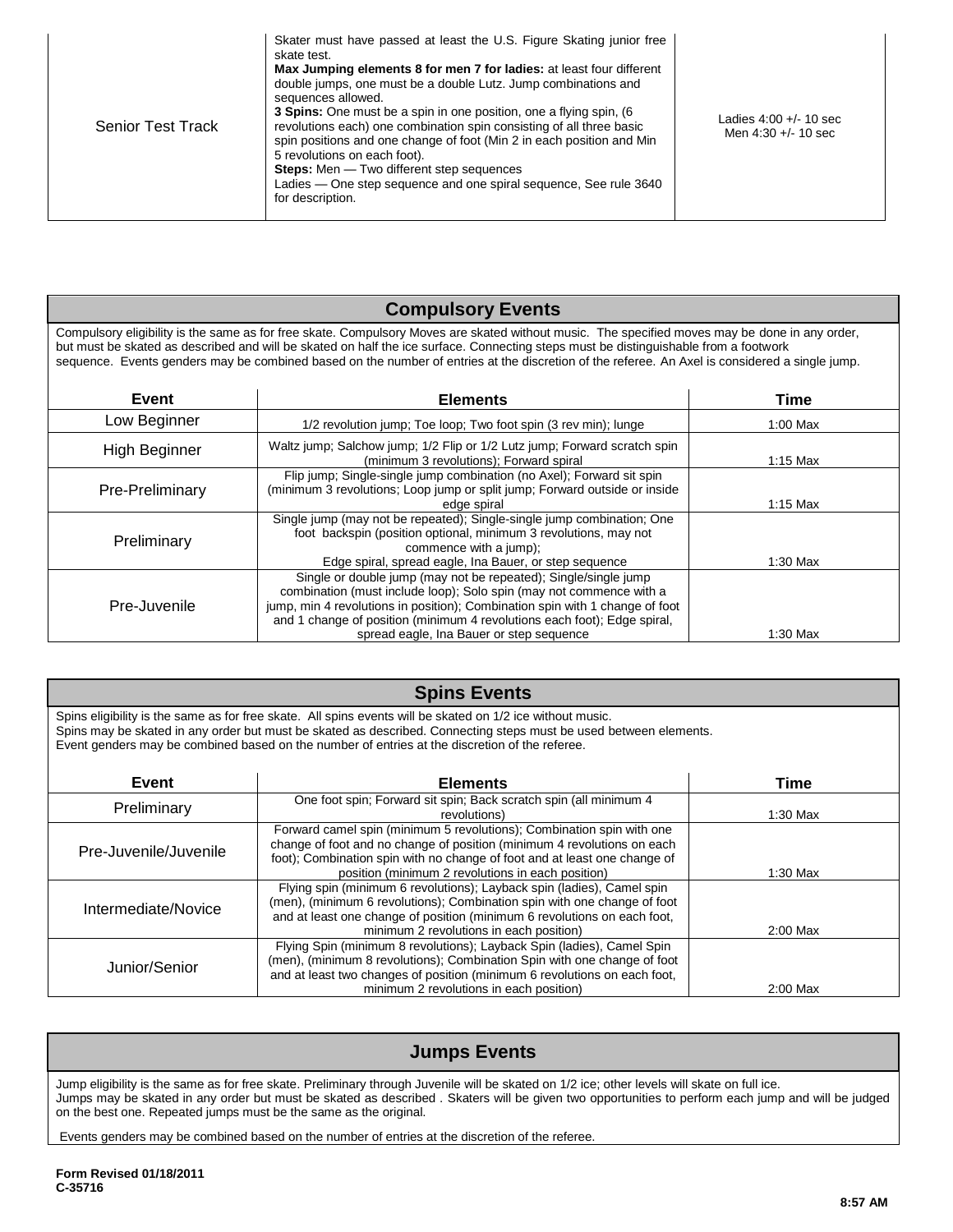| | | |
|---|---|---|
| Senior Test Track | Skater must have passed at least the U.S. Figure Skating junior free skate test.<br>**Max Jumping elements 8 for men 7 for ladies:** at least four different double jumps, one must be a double Lutz. Jump combinations and sequences allowed.<br>**3 Spins:** One must be a spin in one position, one a flying spin, (6 revolutions each) one combination spin consisting of all three basic spin positions and one change of foot (Min 2 in each position and Min 5 revolutions on each foot).<br>**Steps:** Men — Two different step sequences<br>Ladies — One step sequence and one spiral sequence, See rule 3640 for description. | Ladies 4:00 +/- 10 sec<br>Men 4:30 +/- 10 sec |

## Compulsory Events

Compulsory eligibility is the same as for free skate. Compulsory Moves are skated without music. The specified moves may be done in any order, but must be skated as described and will be skated on half the ice surface. Connecting steps must be distinguishable from a footwork sequence. Events genders may be combined based on the number of entries at the discretion of the referee. An Axel is considered a single jump.

| Event | Elements | Time |
|---|---|---|
| Low Beginner | 1/2 revolution jump; Toe loop; Two foot spin (3 rev min); lunge | 1:00 Max |
| High Beginner | Waltz jump; Salchow jump; 1/2 Flip or 1/2 Lutz jump; Forward scratch spin (minimum 3 revolutions); Forward spiral | 1:15 Max |
| Pre-Preliminary | Flip jump; Single-single jump combination (no Axel); Forward sit spin (minimum 3 revolutions; Loop jump or split jump; Forward outside or inside edge spiral | 1:15 Max |
| Preliminary | Single jump (may not be repeated); Single-single jump combination; One foot backspin (position optional, minimum 3 revolutions, may not commence with a jump);<br>Edge spiral, spread eagle, Ina Bauer, or step sequence | 1:30 Max |
| Pre-Juvenile | Single or double jump (may not be repeated); Single/single jump combination (must include loop); Solo spin (may not commence with a jump, min 4 revolutions in position); Combination spin with 1 change of foot and 1 change of position (minimum 4 revolutions each foot); Edge spiral, spread eagle, Ina Bauer or step sequence | 1:30 Max |

## Spins Events

Spins eligibility is the same as for free skate. All spins events will be skated on 1/2 ice without music.
Spins may be skated in any order but must be skated as described. Connecting steps must be used between elements.
Event genders may be combined based on the number of entries at the discretion of the referee.

| Event | Elements | Time |
|---|---|---|
| Preliminary | One foot spin; Forward sit spin; Back scratch spin (all minimum 4 revolutions) | 1:30 Max |
| Pre-Juvenile/Juvenile | Forward camel spin (minimum 5 revolutions); Combination spin with one change of foot and no change of position (minimum 4 revolutions on each foot); Combination spin with no change of foot and at least one change of position (minimum 2 revolutions in each position) | 1:30 Max |
| Intermediate/Novice | Flying spin (minimum 6 revolutions); Layback spin (ladies), Camel spin (men), (minimum 6 revolutions); Combination spin with one change of foot and at least one change of position (minimum 6 revolutions on each foot, minimum 2 revolutions in each position) | 2:00 Max |
| Junior/Senior | Flying Spin (minimum 8 revolutions); Layback Spin (ladies), Camel Spin (men), (minimum 8 revolutions); Combination Spin with one change of foot and at least two changes of position (minimum 6 revolutions on each foot, minimum 2 revolutions in each position) | 2:00 Max |

## Jumps Events

Jump eligibility is the same as for free skate. Preliminary through Juvenile will be skated on 1/2 ice; other levels will skate on full ice.
Jumps may be skated in any order but must be skated as described . Skaters will be given two opportunities to perform each jump and will be judged on the best one. Repeated jumps must be the same as the original.

Events genders may be combined based on the number of entries at the discretion of the referee.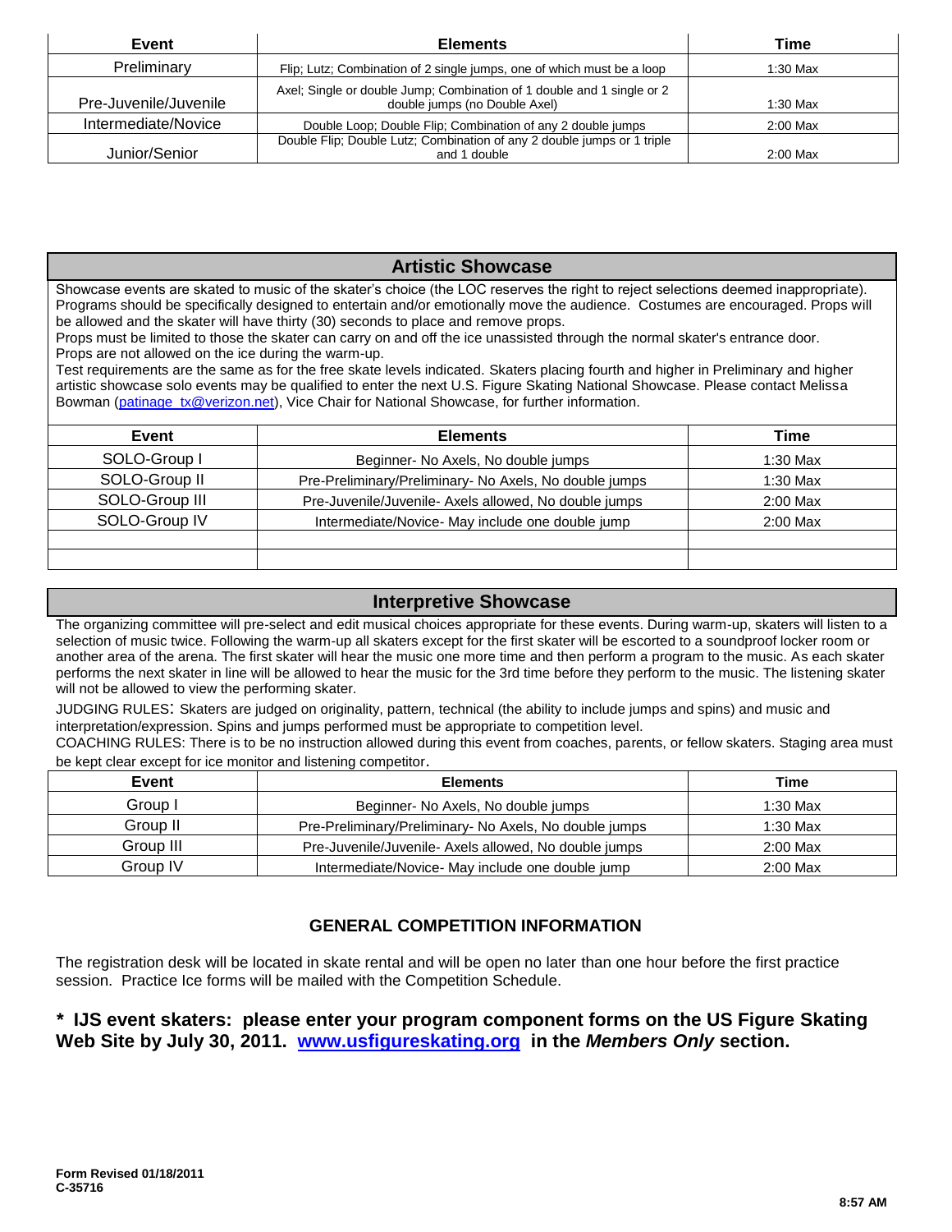| Event | Elements | Time |
|---|---|---|
| Preliminary | Flip; Lutz; Combination of 2 single jumps, one of which must be a loop | 1:30 Max |
| Pre-Juvenile/Juvenile | Axel; Single or double Jump; Combination of 1 double and 1 single or 2 double jumps (no Double Axel) | 1:30 Max |
| Intermediate/Novice | Double Loop; Double Flip; Combination of any 2 double jumps | 2:00 Max |
| Junior/Senior | Double Flip; Double Lutz; Combination of any 2 double jumps or 1 triple and 1 double | 2:00 Max |

## Artistic Showcase

Showcase events are skated to music of the skater's choice (the LOC reserves the right to reject selections deemed inappropriate). Programs should be specifically designed to entertain and/or emotionally move the audience. Costumes are encouraged. Props will be allowed and the skater will have thirty (30) seconds to place and remove props.
Props must be limited to those the skater can carry on and off the ice unassisted through the normal skater's entrance door.
Props are not allowed on the ice during the warm-up.
Test requirements are the same as for the free skate levels indicated. Skaters placing fourth and higher in Preliminary and higher artistic showcase solo events may be qualified to enter the next U.S. Figure Skating National Showcase. Please contact Melissa Bowman (patinage_tx@verizon.net), Vice Chair for National Showcase, for further information.

| Event | Elements | Time |
|---|---|---|
| SOLO-Group I | Beginner- No Axels, No double jumps | 1:30 Max |
| SOLO-Group II | Pre-Preliminary/Preliminary- No Axels, No double jumps | 1:30 Max |
| SOLO-Group III | Pre-Juvenile/Juvenile- Axels allowed, No double jumps | 2:00 Max |
| SOLO-Group IV | Intermediate/Novice- May include one double jump | 2:00 Max |
| | | |
| | | |

## Interpretive Showcase

The organizing committee will pre-select and edit musical choices appropriate for these events. During warm-up, skaters will listen to a selection of music twice. Following the warm-up all skaters except for the first skater will be escorted to a soundproof locker room or another area of the arena. The first skater will hear the music one more time and then perform a program to the music. As each skater performs the next skater in line will be allowed to hear the music for the 3rd time before they perform to the music. The listening skater will not be allowed to view the performing skater.

JUDGING RULES: Skaters are judged on originality, pattern, technical (the ability to include jumps and spins) and music and interpretation/expression. Spins and jumps performed must be appropriate to competition level.

COACHING RULES: There is to be no instruction allowed during this event from coaches, parents, or fellow skaters. Staging area must be kept clear except for ice monitor and listening competitor.

| Event | Elements | Time |
|---|---|---|
| Group I | Beginner- No Axels, No double jumps | 1:30 Max |
| Group II | Pre-Preliminary/Preliminary- No Axels, No double jumps | 1:30 Max |
| Group III | Pre-Juvenile/Juvenile- Axels allowed, No double jumps | 2:00 Max |
| Group IV | Intermediate/Novice- May include one double jump | 2:00 Max |

## GENERAL COMPETITION INFORMATION

The registration desk will be located in skate rental and will be open no later than one hour before the first practice session. Practice Ice forms will be mailed with the Competition Schedule.

**\* IJS event skaters: please enter your program component forms on the US Figure Skating Web Site by July 30, 2011. www.usfigureskating.org in the *Members Only* section.**

**Form Revised 01/18/2011**
**C-35716**

**8:57 AM**